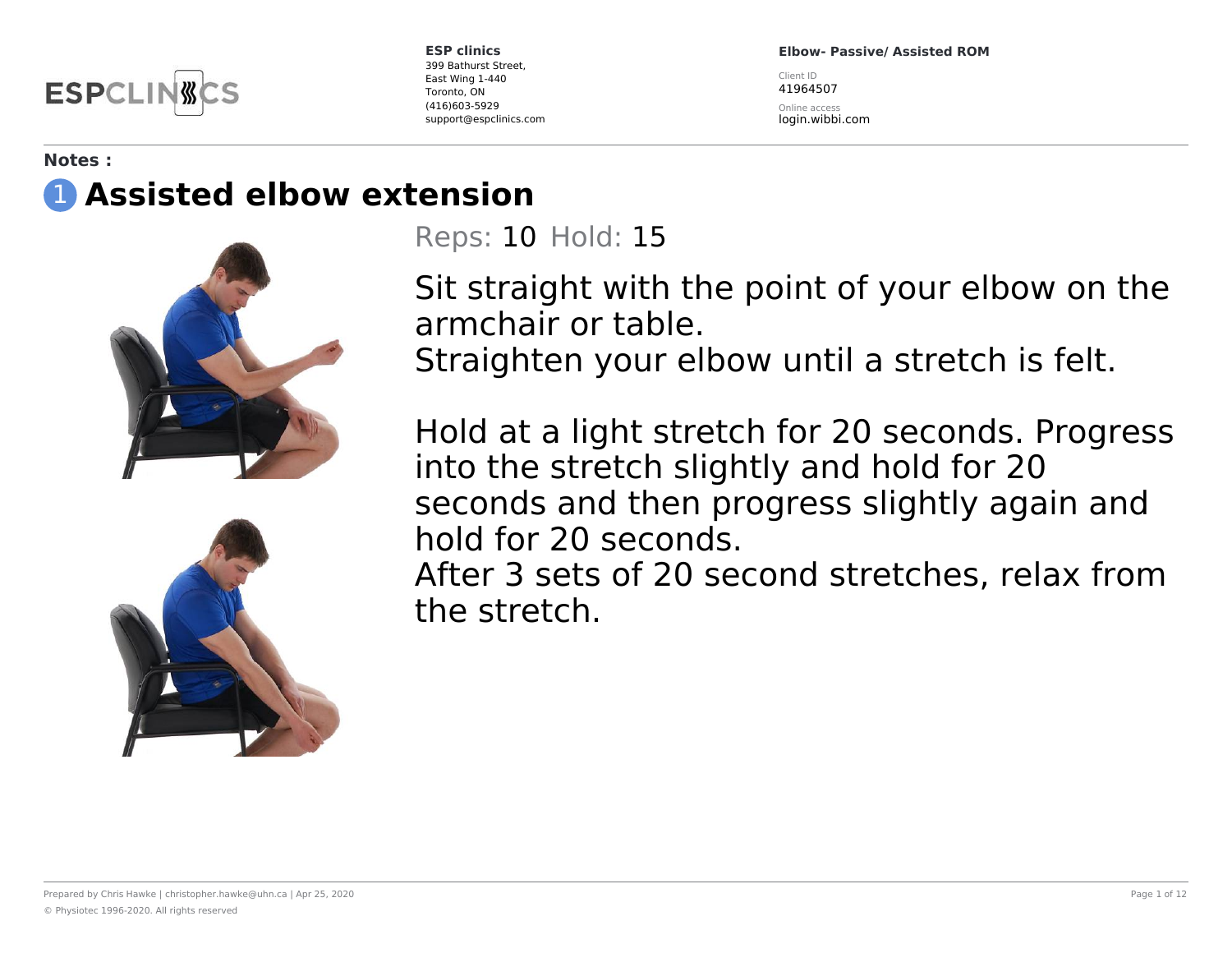ESP clinics
399 Bathurst Street,
East Wing 1-440
Toronto, ON
(416)603-5929
support@espclinics.com

**Elbow- Passive/ Assisted ROM**

Client ID
41964507

Online access
login.wibbi.com

**Notes :**

# 1 Assisted elbow extension

Reps: 10 Hold: 15

Sit straight with the point of your elbow on the armchair or table.
Straighten your elbow until a stretch is felt.

Hold at a light stretch for 20 seconds. Progress into the stretch slightly and hold for 20 seconds and then progress slightly again and hold for 20 seconds.
After 3 sets of 20 second stretches, relax from the stretch.

Prepared by Chris Hawke | christopher.hawke@uhn.ca | Apr 25, 2020

© Physiotec 1996-2020. All rights reserved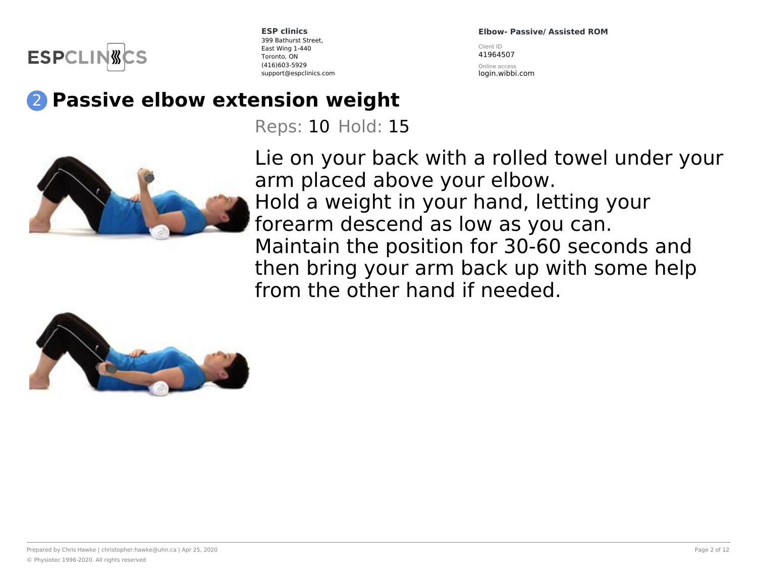ESP clinics
399 Bathurst Street,
East Wing 1-440
Toronto, ON
(416)603-5929
support@espclinics.com

**Elbow- Passive/ Assisted ROM**

Client ID
41964507

Online access
login.wibbi.com

## 2 Passive elbow extension weight

Reps: 10 Hold: 15

Lie on your back with a rolled towel under your arm placed above your elbow.
Hold a weight in your hand, letting your forearm descend as low as you can.
Maintain the position for 30-60 seconds and then bring your arm back up with some help from the other hand if needed.

Prepared by Chris Hawke | christopher.hawke@uhn.ca | Apr 25, 2020

© Physiotec 1996-2020. All rights reserved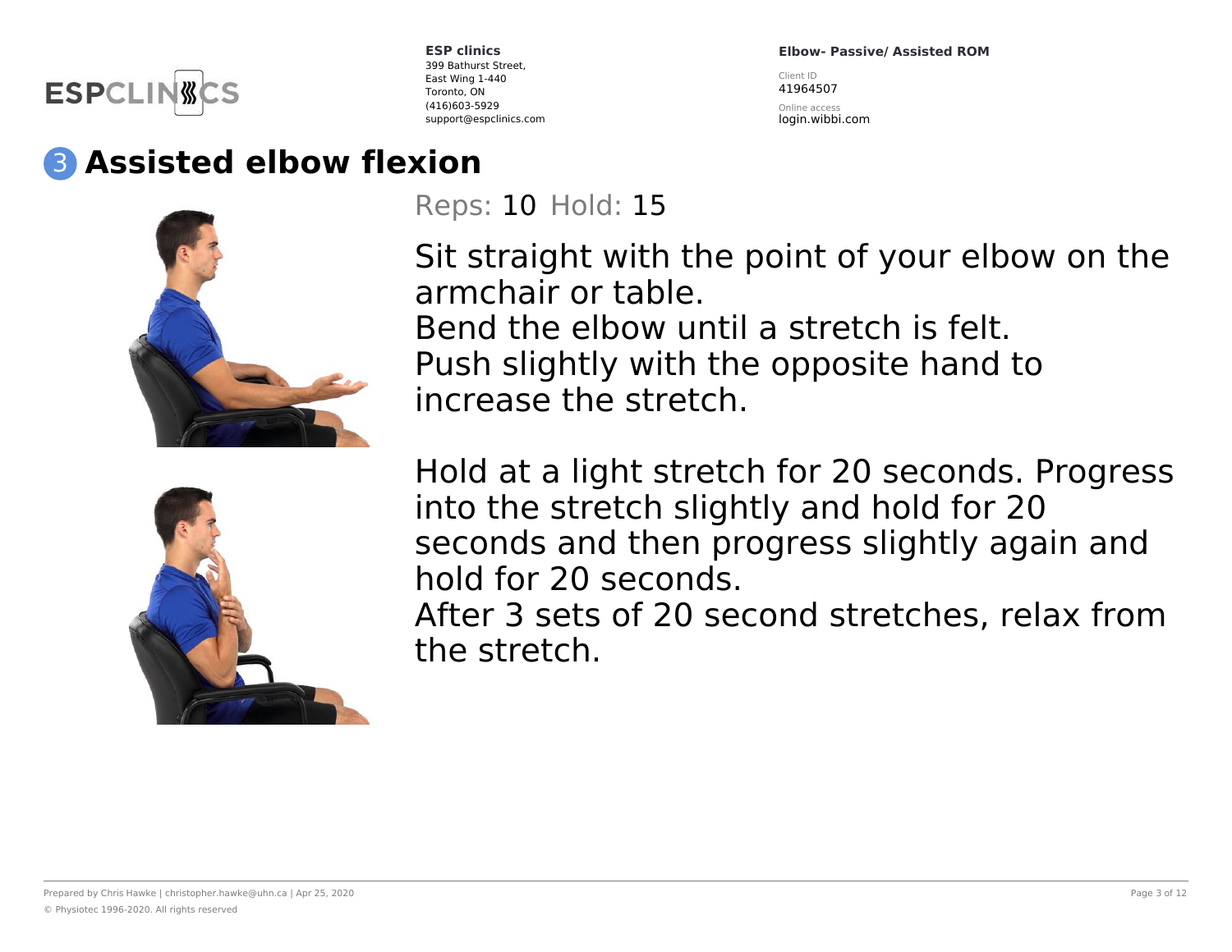# 3 Assisted elbow flexion

Reps: 10 Hold: 15

Sit straight with the point of your elbow on the armchair or table.
Bend the elbow until a stretch is felt.
Push slightly with the opposite hand to increase the stretch.

Hold at a light stretch for 20 seconds. Progress into the stretch slightly and hold for 20 seconds and then progress slightly again and hold for 20 seconds.
After 3 sets of 20 second stretches, relax from the stretch.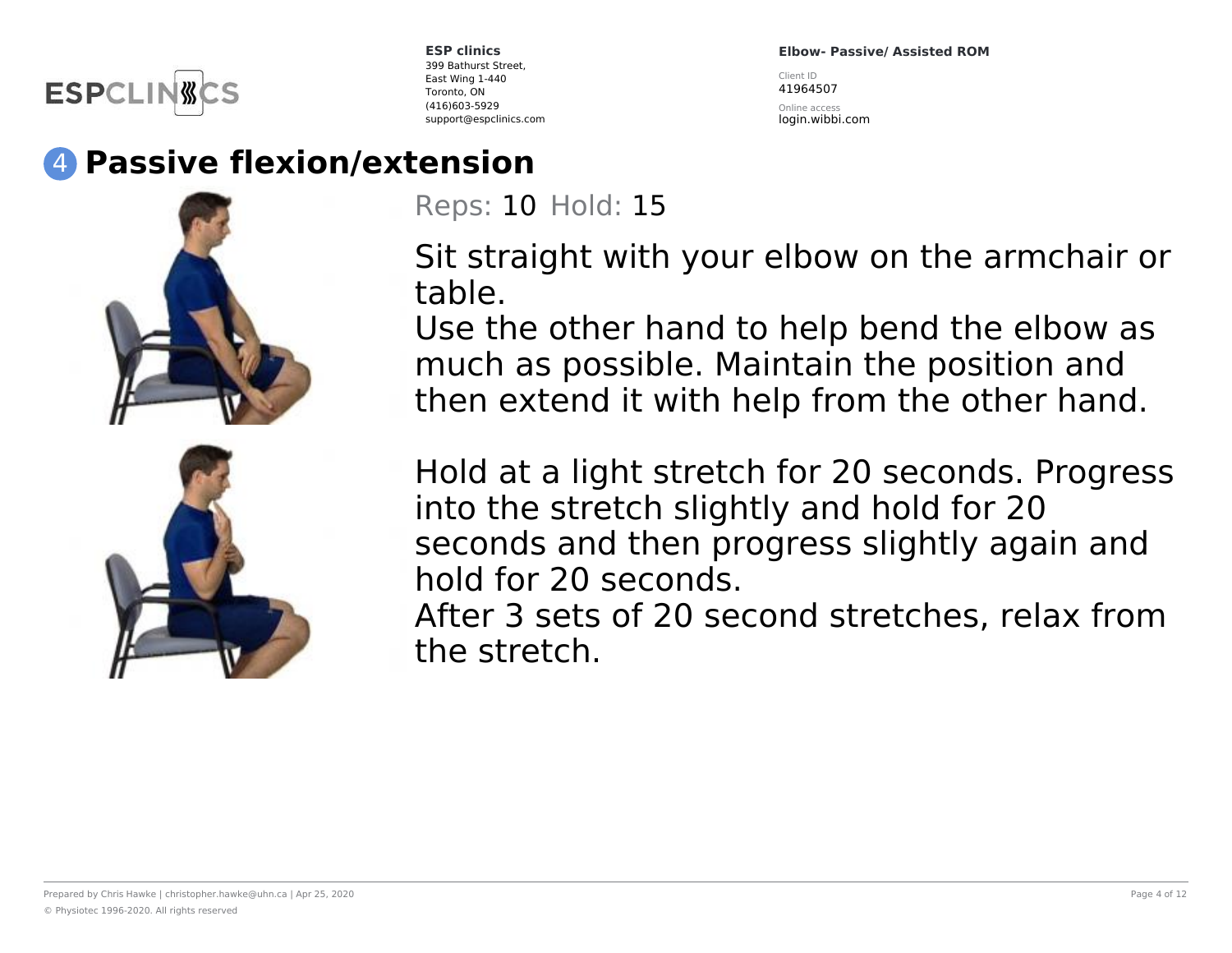# 4 Passive flexion/extension

Reps: 10 Hold: 15

Sit straight with your elbow on the armchair or table.
Use the other hand to help bend the elbow as much as possible. Maintain the position and then extend it with help from the other hand.

Hold at a light stretch for 20 seconds. Progress into the stretch slightly and hold for 20 seconds and then progress slightly again and hold for 20 seconds.
After 3 sets of 20 second stretches, relax from the stretch.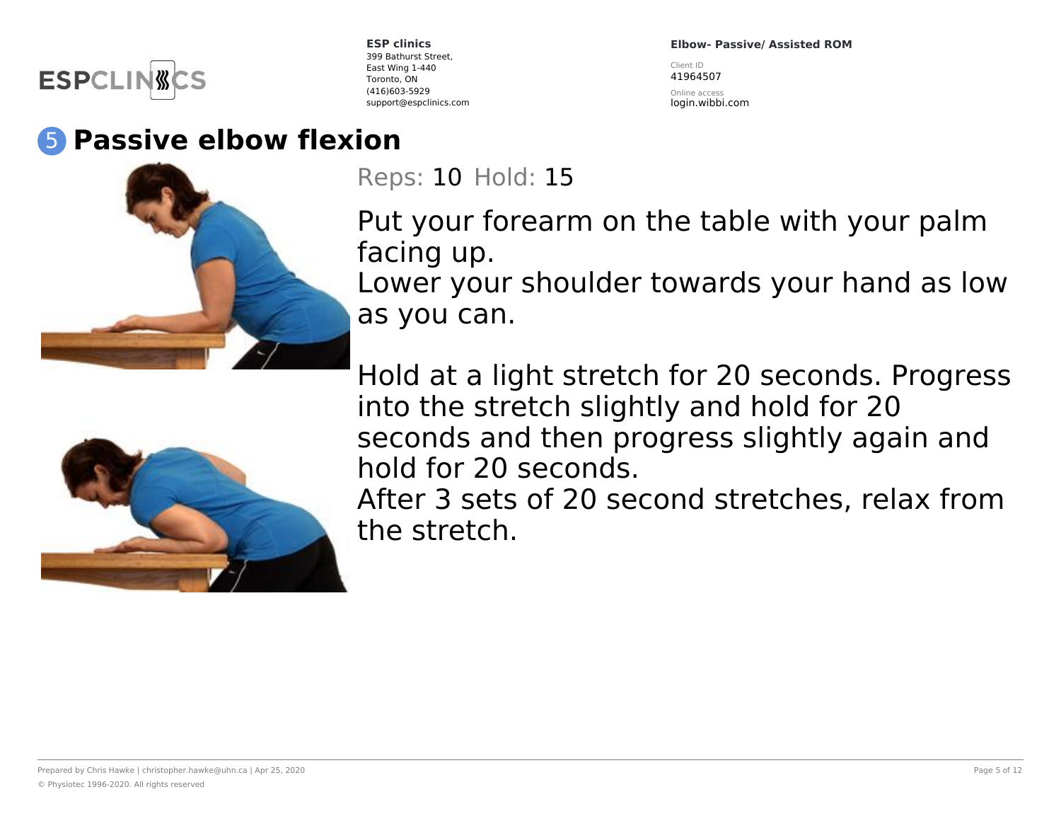# 5 Passive elbow flexion

Reps: 10 Hold: 15

Put your forearm on the table with your palm facing up.
Lower your shoulder towards your hand as low as you can.

Hold at a light stretch for 20 seconds. Progress into the stretch slightly and hold for 20 seconds and then progress slightly again and hold for 20 seconds.
After 3 sets of 20 second stretches, relax from the stretch.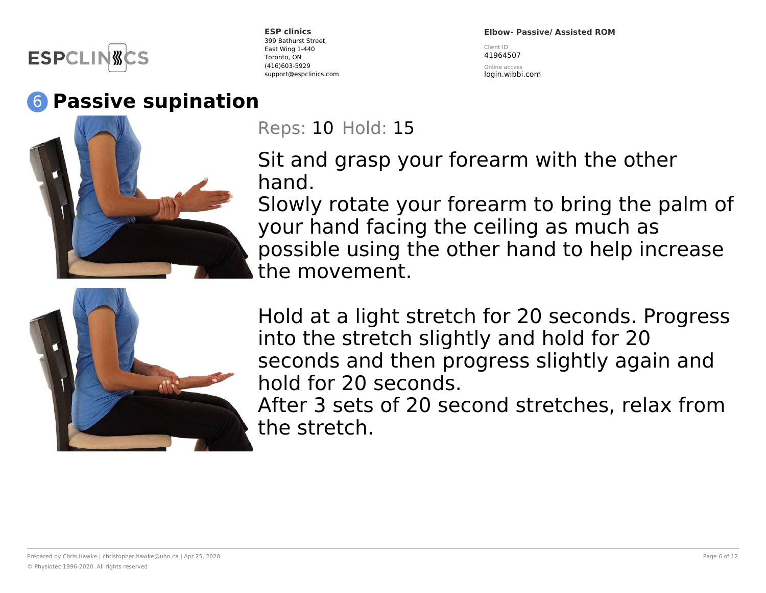ESP clinics
399 Bathurst Street,
East Wing 1-440
Toronto, ON
(416)603-5929
support@espclinics.com

**Elbow- Passive/ Assisted ROM**

Client ID
41964507

Online access
login.wibbi.com

## 6 Passive supination

Reps: 10 Hold: 15

Sit and grasp your forearm with the other hand.
Slowly rotate your forearm to bring the palm of your hand facing the ceiling as much as possible using the other hand to help increase the movement.

Hold at a light stretch for 20 seconds. Progress into the stretch slightly and hold for 20 seconds and then progress slightly again and hold for 20 seconds.
After 3 sets of 20 second stretches, relax from the stretch.

Prepared by Chris Hawke | christopher.hawke@uhn.ca | Apr 25, 2020

© Physiotec 1996-2020. All rights reserved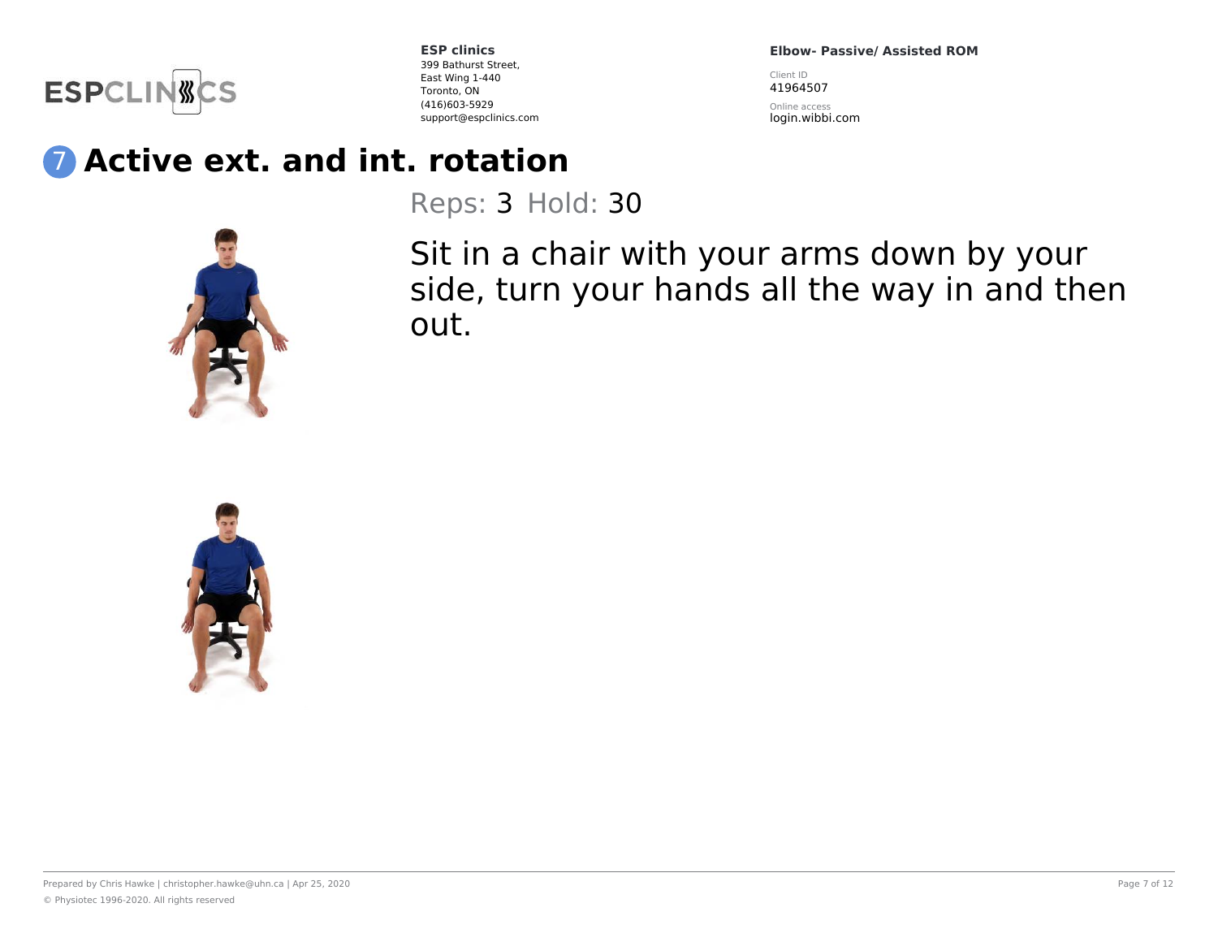# 7 Active ext. and int. rotation

Reps: 3 Hold: 30

Sit in a chair with your arms down by your side, turn your hands all the way in and then out.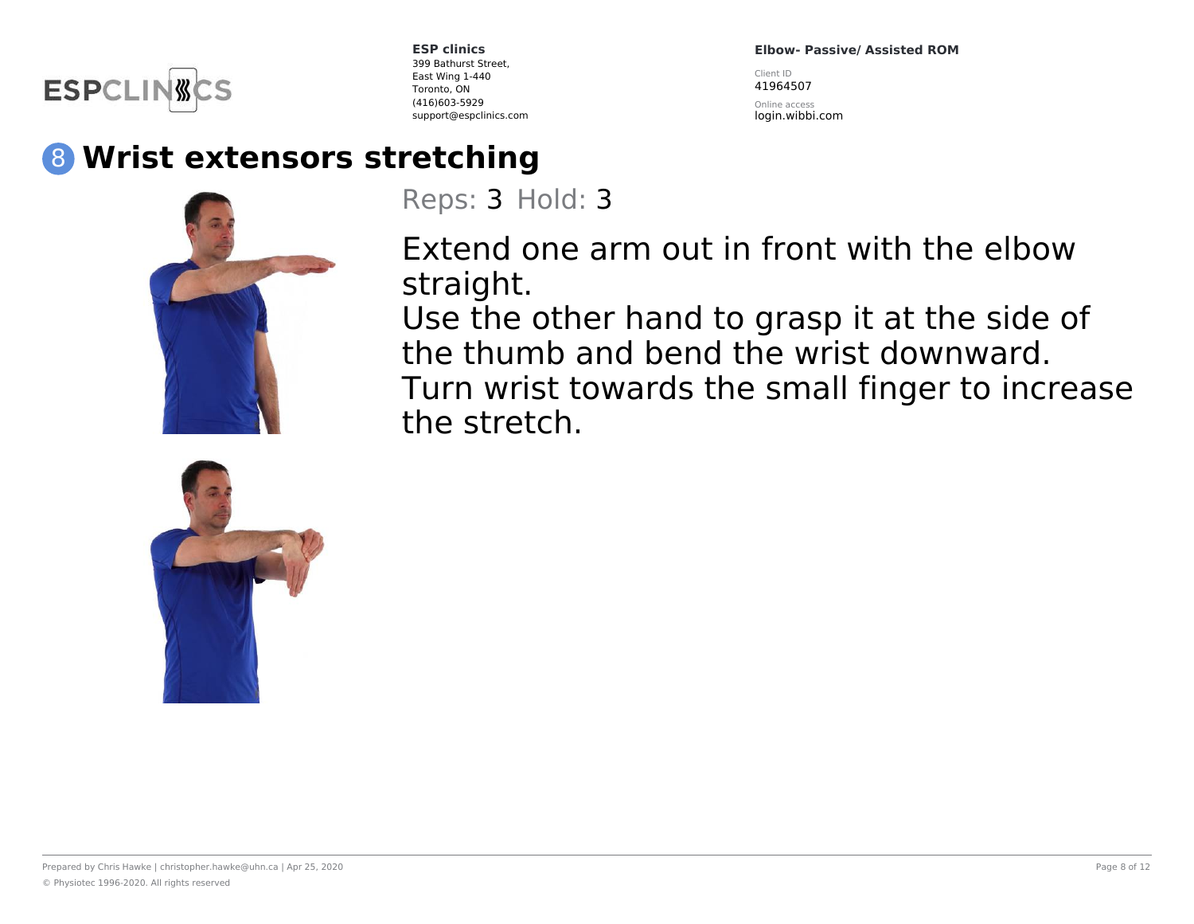## 8 Wrist extensors stretching

Reps: 3 Hold: 3

Extend one arm out in front with the elbow straight.
Use the other hand to grasp it at the side of the thumb and bend the wrist downward.
Turn wrist towards the small finger to increase the stretch.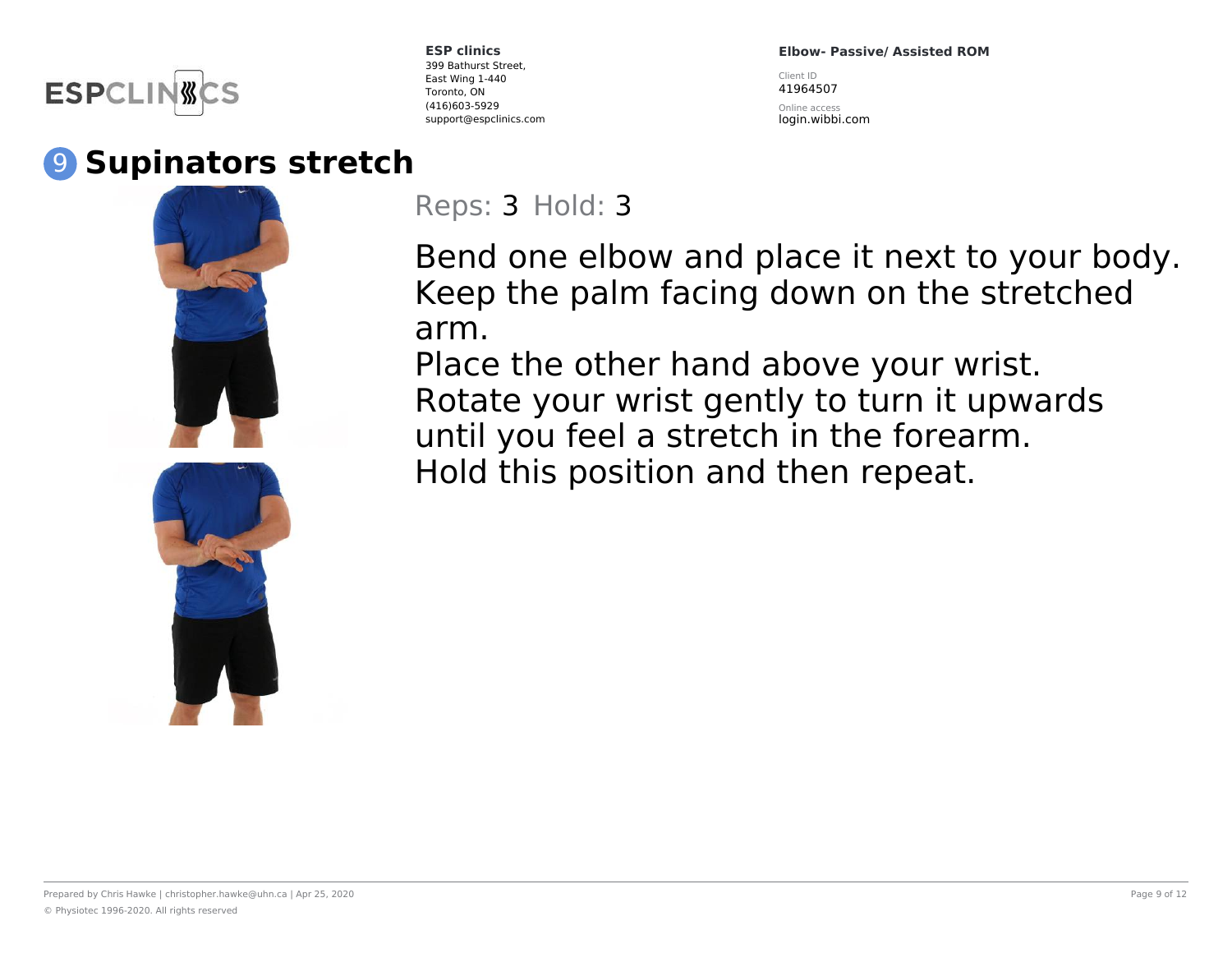# 9 Supinators stretch

Reps: 3 Hold: 3

Bend one elbow and place it next to your body. Keep the palm facing down on the stretched arm.
Place the other hand above your wrist.
Rotate your wrist gently to turn it upwards until you feel a stretch in the forearm.
Hold this position and then repeat.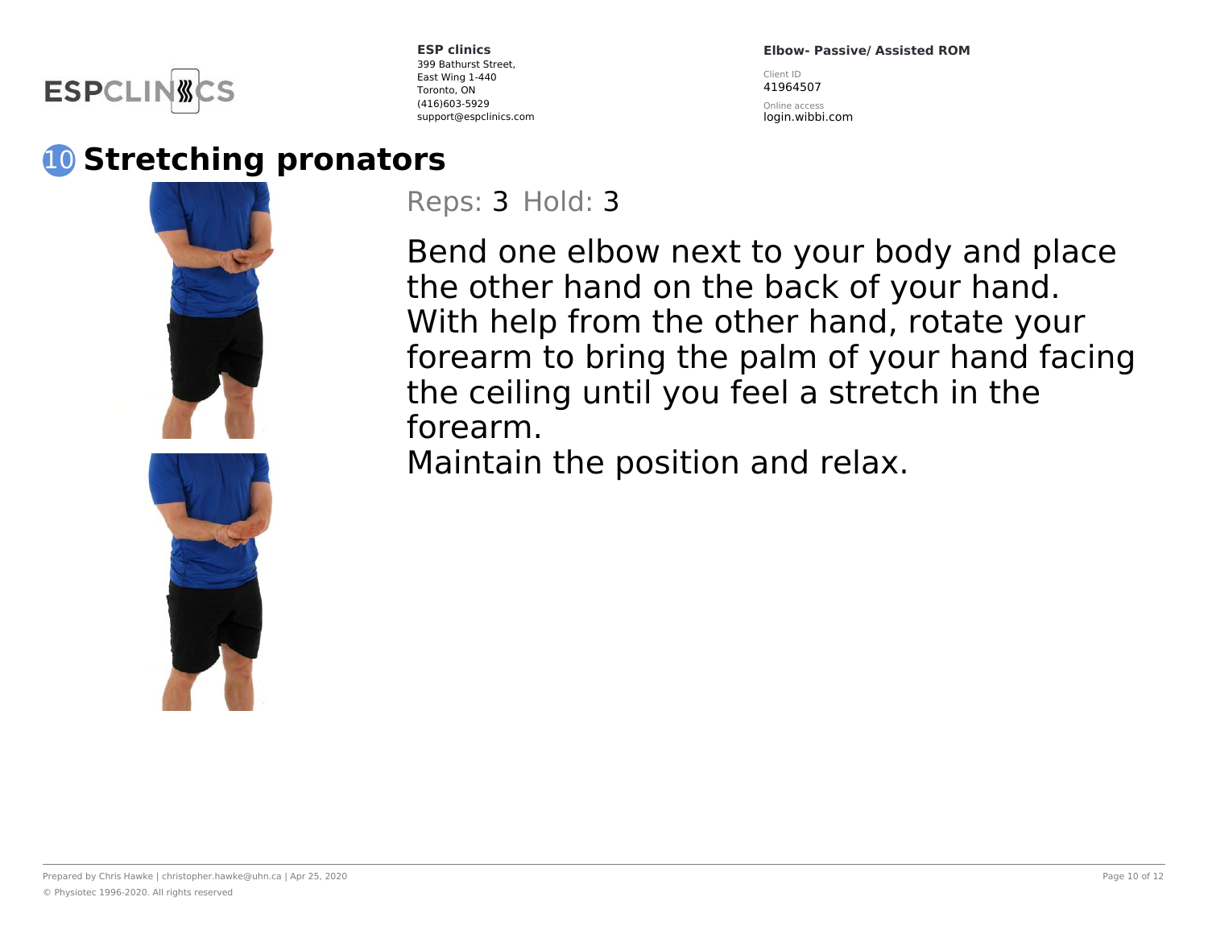## 10 Stretching pronators

Reps: 3 Hold: 3

Bend one elbow next to your body and place the other hand on the back of your hand. With help from the other hand, rotate your forearm to bring the palm of your hand facing the ceiling until you feel a stretch in the forearm.

Maintain the position and relax.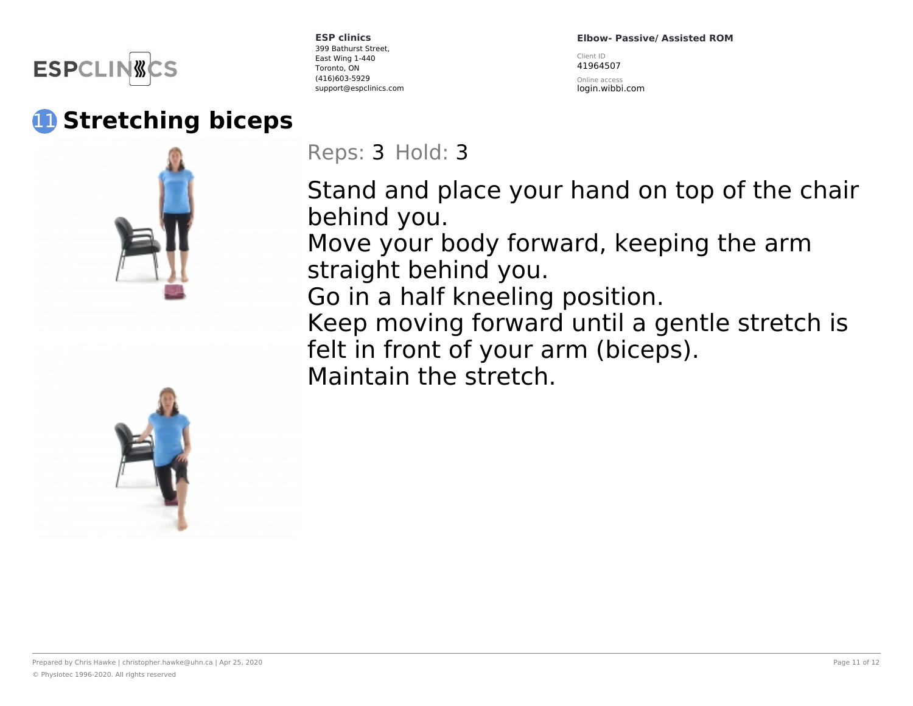# 11 Stretching biceps

Reps: 3 Hold: 3

Stand and place your hand on top of the chair behind you.
Move your body forward, keeping the arm straight behind you.
Go in a half kneeling position.
Keep moving forward until a gentle stretch is felt in front of your arm (biceps).
Maintain the stretch.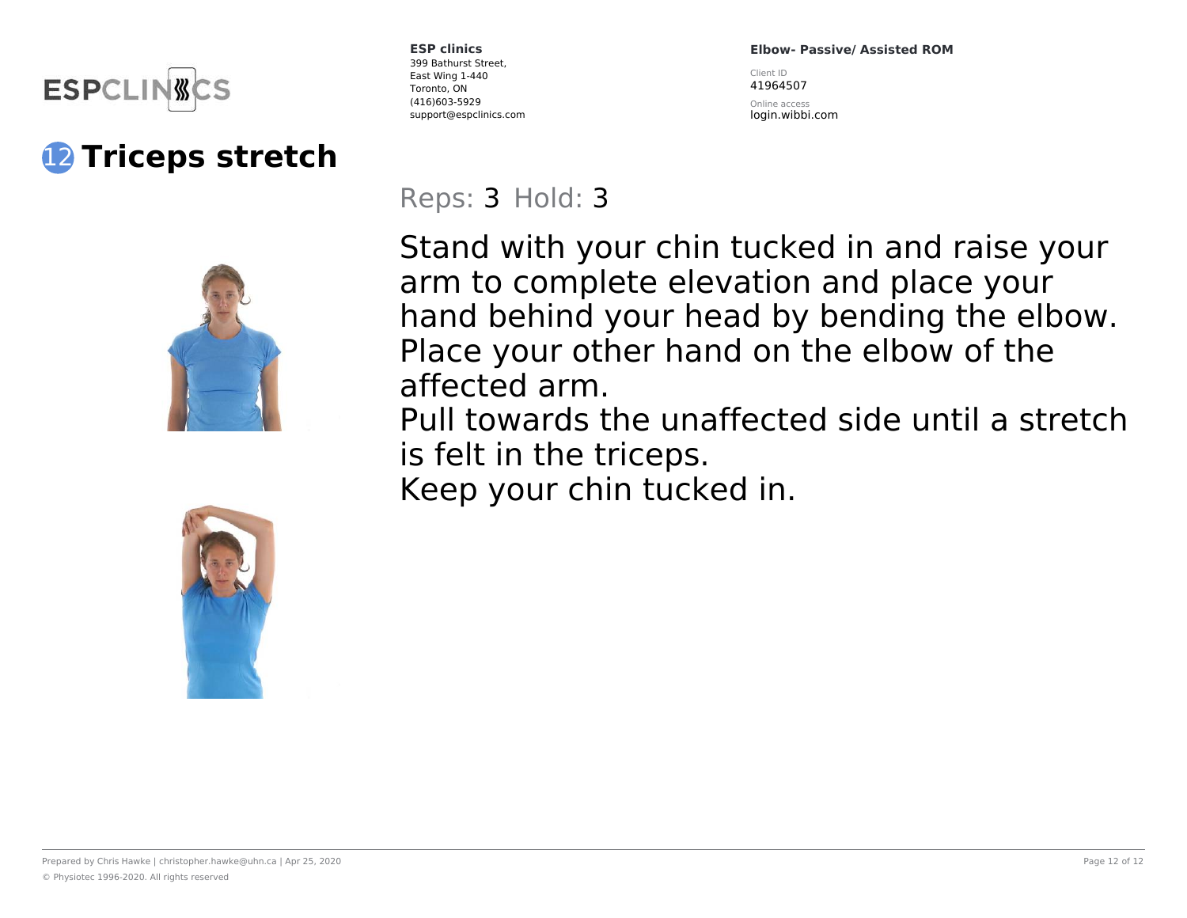ESP clinics
399 Bathurst Street,
East Wing 1-440
Toronto, ON
(416)603-5929
support@espclinics.com

**Elbow- Passive/ Assisted ROM**

Client ID
41964507

Online access
login.wibbi.com

## 12 Triceps stretch

Reps: 3 Hold: 3

Stand with your chin tucked in and raise your arm to complete elevation and place your hand behind your head by bending the elbow. Place your other hand on the elbow of the affected arm.
Pull towards the unaffected side until a stretch is felt in the triceps.
Keep your chin tucked in.

Prepared by Chris Hawke | christopher.hawke@uhn.ca | Apr 25, 2020

© Physiotec 1996-2020. All rights reserved